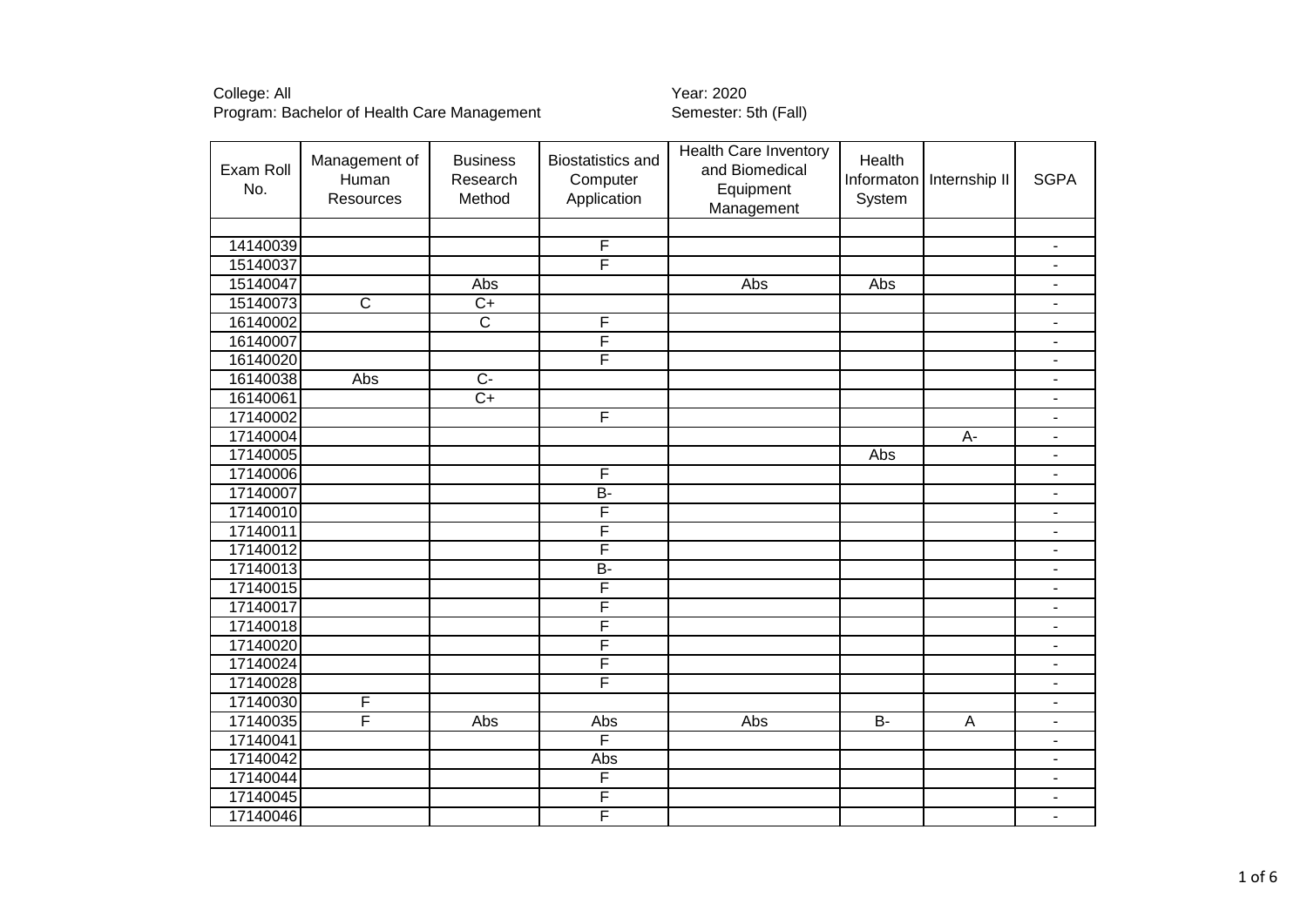College: All
Program: Bachelor of Health Care Management

Year: 2020
Semester: 5th (Fall)

| Exam Roll No. | Management of Human Resources | Business Research Method | Biostatistics and Computer Application | Health Care Inventory and Biomedical Equipment Management | Health Informaton System | Internship II | SGPA |
|---|---|---|---|---|---|---|---|
| | | | | | | | |
| 14140039 | | | F | | | | - |
| 15140037 | | | F | | | | - |
| 15140047 | | Abs | | Abs | Abs | | - |
| 15140073 | C | C+ | | | | | - |
| 16140002 | | C | F | | | | - |
| 16140007 | | | F | | | | - |
| 16140020 | | | F | | | | - |
| 16140038 | Abs | C- | | | | | - |
| 16140061 | | C+ | | | | | - |
| 17140002 | | | F | | | | - |
| 17140004 | | | | | | A- | - |
| 17140005 | | | | | Abs | | - |
| 17140006 | | | F | | | | - |
| 17140007 | | | B- | | | | - |
| 17140010 | | | F | | | | - |
| 17140011 | | | F | | | | - |
| 17140012 | | | F | | | | - |
| 17140013 | | | B- | | | | - |
| 17140015 | | | F | | | | - |
| 17140017 | | | F | | | | - |
| 17140018 | | | F | | | | - |
| 17140020 | | | F | | | | - |
| 17140024 | | | F | | | | - |
| 17140028 | | | F | | | | - |
| 17140030 | F | | | | | | - |
| 17140035 | F | Abs | Abs | Abs | B- | A | - |
| 17140041 | | | F | | | | - |
| 17140042 | | | Abs | | | | - |
| 17140044 | | | F | | | | - |
| 17140045 | | | F | | | | - |
| 17140046 | | | F | | | | - |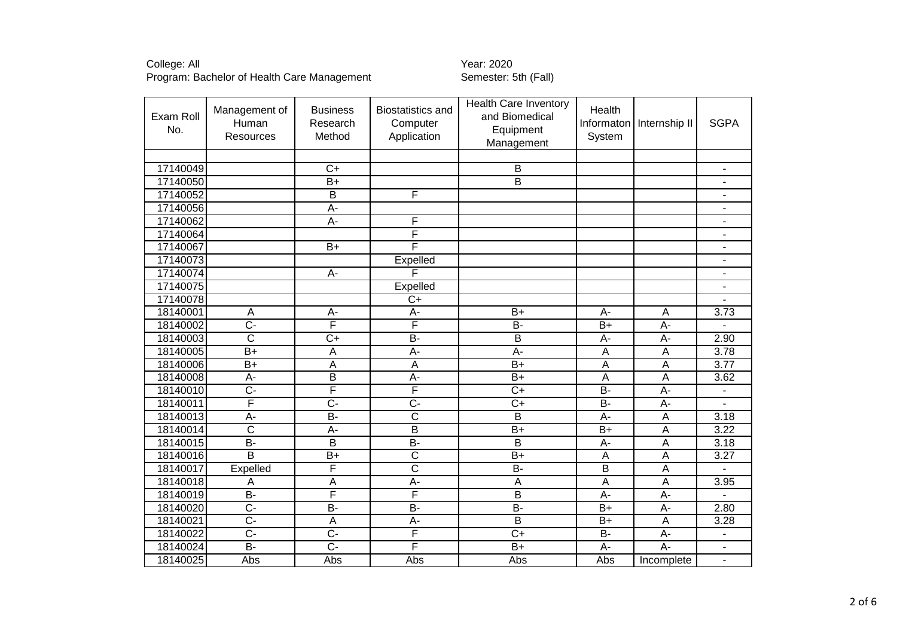College: All
Program: Bachelor of Health Care Management

Year: 2020
Semester: 5th (Fall)

| Exam Roll No. | Management of Human Resources | Business Research Method | Biostatistics and Computer Application | Health Care Inventory and Biomedical Equipment Management | Health Informaton System | Internship II | SGPA |
|---|---|---|---|---|---|---|---|
| | | | | | | | |
| 17140049 | | C+ | | B | | | - |
| 17140050 | | B+ | | B | | | - |
| 17140052 | | B | F | | | | - |
| 17140056 | | A- | | | | | - |
| 17140062 | | A- | F | | | | - |
| 17140064 | | | F | | | | - |
| 17140067 | | B+ | F | | | | - |
| 17140073 | | | Expelled | | | | - |
| 17140074 | | A- | F | | | | - |
| 17140075 | | | Expelled | | | | - |
| 17140078 | | | C+ | | | | - |
| 18140001 | A | A- | A- | B+ | A- | A | 3.73 |
| 18140002 | C- | F | F | B- | B+ | A- | - |
| 18140003 | C | C+ | B- | B | A- | A- | 2.90 |
| 18140005 | B+ | A | A- | A- | A | A | 3.78 |
| 18140006 | B+ | A | A | B+ | A | A | 3.77 |
| 18140008 | A- | B | A- | B+ | A | A | 3.62 |
| 18140010 | C- | F | F | C+ | B- | A- | - |
| 18140011 | F | C- | C- | C+ | B- | A- | - |
| 18140013 | A- | B- | C | B | A- | A | 3.18 |
| 18140014 | C | A- | B | B+ | B+ | A | 3.22 |
| 18140015 | B- | B | B- | B | A- | A | 3.18 |
| 18140016 | B | B+ | C | B+ | A | A | 3.27 |
| 18140017 | Expelled | F | C | B- | B | A | - |
| 18140018 | A | A | A- | A | A | A | 3.95 |
| 18140019 | B- | F | F | B | A- | A- | - |
| 18140020 | C- | B- | B- | B- | B+ | A- | 2.80 |
| 18140021 | C- | A | A- | B | B+ | A | 3.28 |
| 18140022 | C- | C- | F | C+ | B- | A- | - |
| 18140024 | B- | C- | F | B+ | A- | A- | - |
| 18140025 | Abs | Abs | Abs | Abs | Abs | Incomplete | - |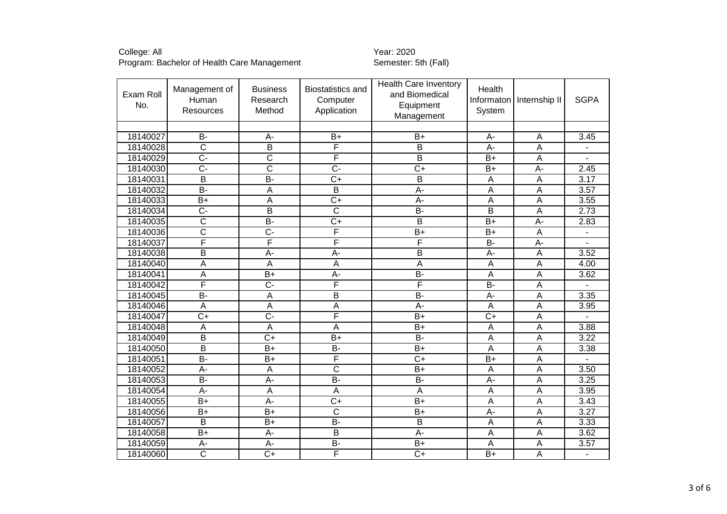College: All
Program: Bachelor of Health Care Management

Year: 2020
Semester: 5th (Fall)

| Exam Roll No. | Management of Human Resources | Business Research Method | Biostatistics and Computer Application | Health Care Inventory and Biomedical Equipment Management | Health Informaton System | Internship II | SGPA |
|---|---|---|---|---|---|---|---|
| | | | | | | | |
| 18140027 | B- | A- | B+ | B+ | A- | A | 3.45 |
| 18140028 | C | B | F | B | A- | A | - |
| 18140029 | C- | C | F | B | B+ | A | - |
| 18140030 | C- | C | C- | C+ | B+ | A- | 2.45 |
| 18140031 | B | B- | C+ | B | A | A | 3.17 |
| 18140032 | B- | A | B | A- | A | A | 3.57 |
| 18140033 | B+ | A | C+ | A- | A | A | 3.55 |
| 18140034 | C- | B | C | B- | B | A | 2.73 |
| 18140035 | C | B- | C+ | B | B+ | A- | 2.83 |
| 18140036 | C | C- | F | B+ | B+ | A | - |
| 18140037 | F | F | F | F | B- | A- | - |
| 18140038 | B | A- | A- | B | A- | A | 3.52 |
| 18140040 | A | A | A | A | A | A | 4.00 |
| 18140041 | A | B+ | A- | B- | A | A | 3.62 |
| 18140042 | F | C- | F | F | B- | A | - |
| 18140045 | B- | A | B | B- | A- | A | 3.35 |
| 18140046 | A | A | A | A- | A | A | 3.95 |
| 18140047 | C+ | C- | F | B+ | C+ | A | - |
| 18140048 | A | A | A | B+ | A | A | 3.88 |
| 18140049 | B | C+ | B+ | B- | A | A | 3.22 |
| 18140050 | B | B+ | B- | B+ | A | A | 3.38 |
| 18140051 | B- | B+ | F | C+ | B+ | A | - |
| 18140052 | A- | A | C | B+ | A | A | 3.50 |
| 18140053 | B- | A- | B- | B- | A- | A | 3.25 |
| 18140054 | A- | A | A | A | A | A | 3.95 |
| 18140055 | B+ | A- | C+ | B+ | A | A | 3.43 |
| 18140056 | B+ | B+ | C | B+ | A- | A | 3.27 |
| 18140057 | B | B+ | B- | B | A | A | 3.33 |
| 18140058 | B+ | A- | B | A- | A | A | 3.62 |
| 18140059 | A- | A- | B- | B+ | A | A | 3.57 |
| 18140060 | C | C+ | F | C+ | B+ | A | - |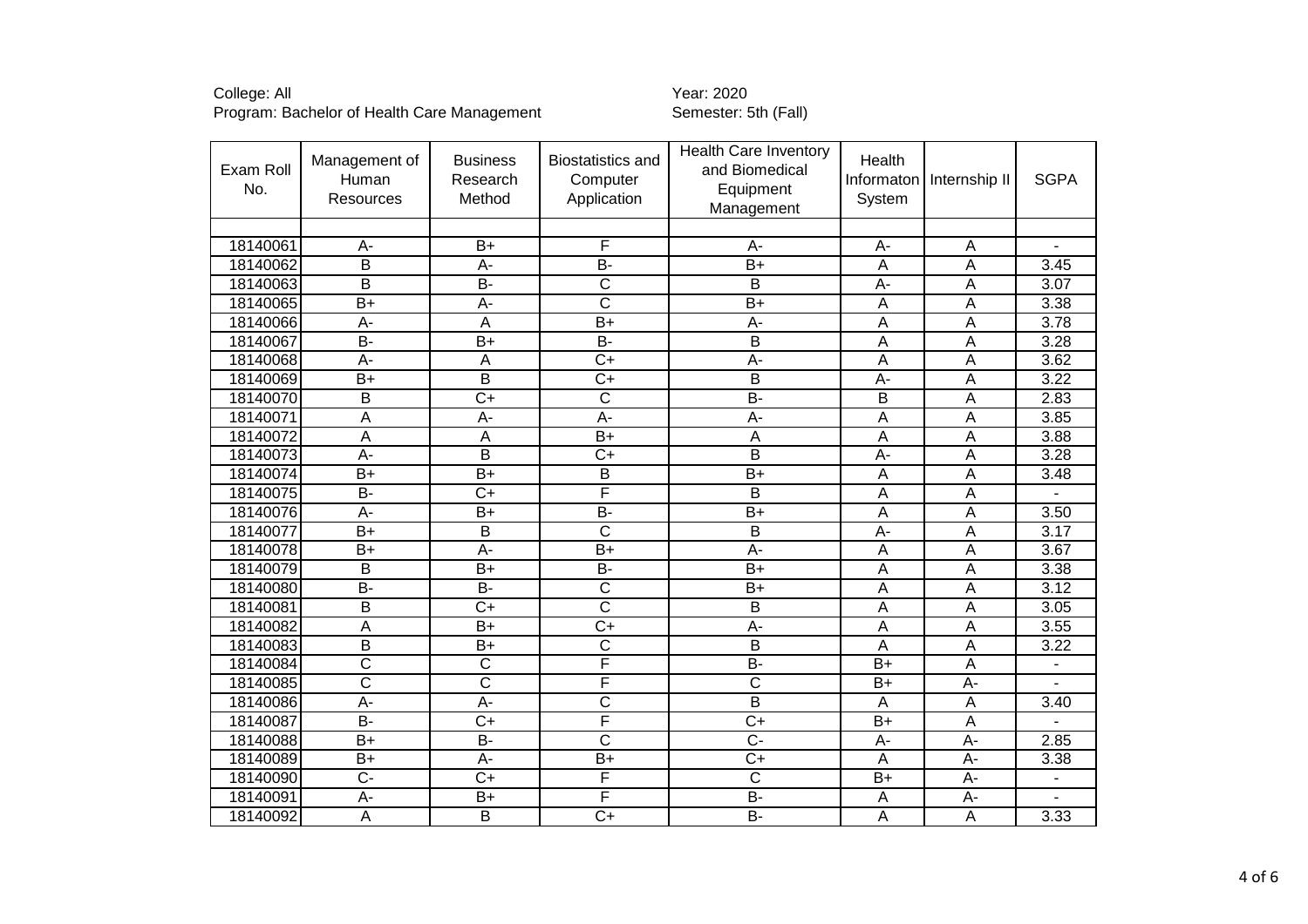College: All
Program: Bachelor of Health Care Management

Year: 2020
Semester: 5th (Fall)

| Exam Roll No. | Management of Human Resources | Business Research Method | Biostatistics and Computer Application | Health Care Inventory and Biomedical Equipment Management | Health Informaton System | Internship II | SGPA |
|---|---|---|---|---|---|---|---|
| | | | | | | | |
| 18140061 | A- | B+ | F | A- | A- | A | - |
| 18140062 | B | A- | B- | B+ | A | A | 3.45 |
| 18140063 | B | B- | C | B | A- | A | 3.07 |
| 18140065 | B+ | A- | C | B+ | A | A | 3.38 |
| 18140066 | A- | A | B+ | A- | A | A | 3.78 |
| 18140067 | B- | B+ | B- | B | A | A | 3.28 |
| 18140068 | A- | A | C+ | A- | A | A | 3.62 |
| 18140069 | B+ | B | C+ | B | A- | A | 3.22 |
| 18140070 | B | C+ | C | B- | B | A | 2.83 |
| 18140071 | A | A- | A- | A- | A | A | 3.85 |
| 18140072 | A | A | B+ | A | A | A | 3.88 |
| 18140073 | A- | B | C+ | B | A- | A | 3.28 |
| 18140074 | B+ | B+ | B | B+ | A | A | 3.48 |
| 18140075 | B- | C+ | F | B | A | A | - |
| 18140076 | A- | B+ | B- | B+ | A | A | 3.50 |
| 18140077 | B+ | B | C | B | A- | A | 3.17 |
| 18140078 | B+ | A- | B+ | A- | A | A | 3.67 |
| 18140079 | B | B+ | B- | B+ | A | A | 3.38 |
| 18140080 | B- | B- | C | B+ | A | A | 3.12 |
| 18140081 | B | C+ | C | B | A | A | 3.05 |
| 18140082 | A | B+ | C+ | A- | A | A | 3.55 |
| 18140083 | B | B+ | C | B | A | A | 3.22 |
| 18140084 | C | C | F | B- | B+ | A | - |
| 18140085 | C | C | F | C | B+ | A- | - |
| 18140086 | A- | A- | C | B | A | A | 3.40 |
| 18140087 | B- | C+ | F | C+ | B+ | A | - |
| 18140088 | B+ | B- | C | C- | A- | A- | 2.85 |
| 18140089 | B+ | A- | B+ | C+ | A | A- | 3.38 |
| 18140090 | C- | C+ | F | C | B+ | A- | - |
| 18140091 | A- | B+ | F | B- | A | A- | - |
| 18140092 | A | B | C+ | B- | A | A | 3.33 |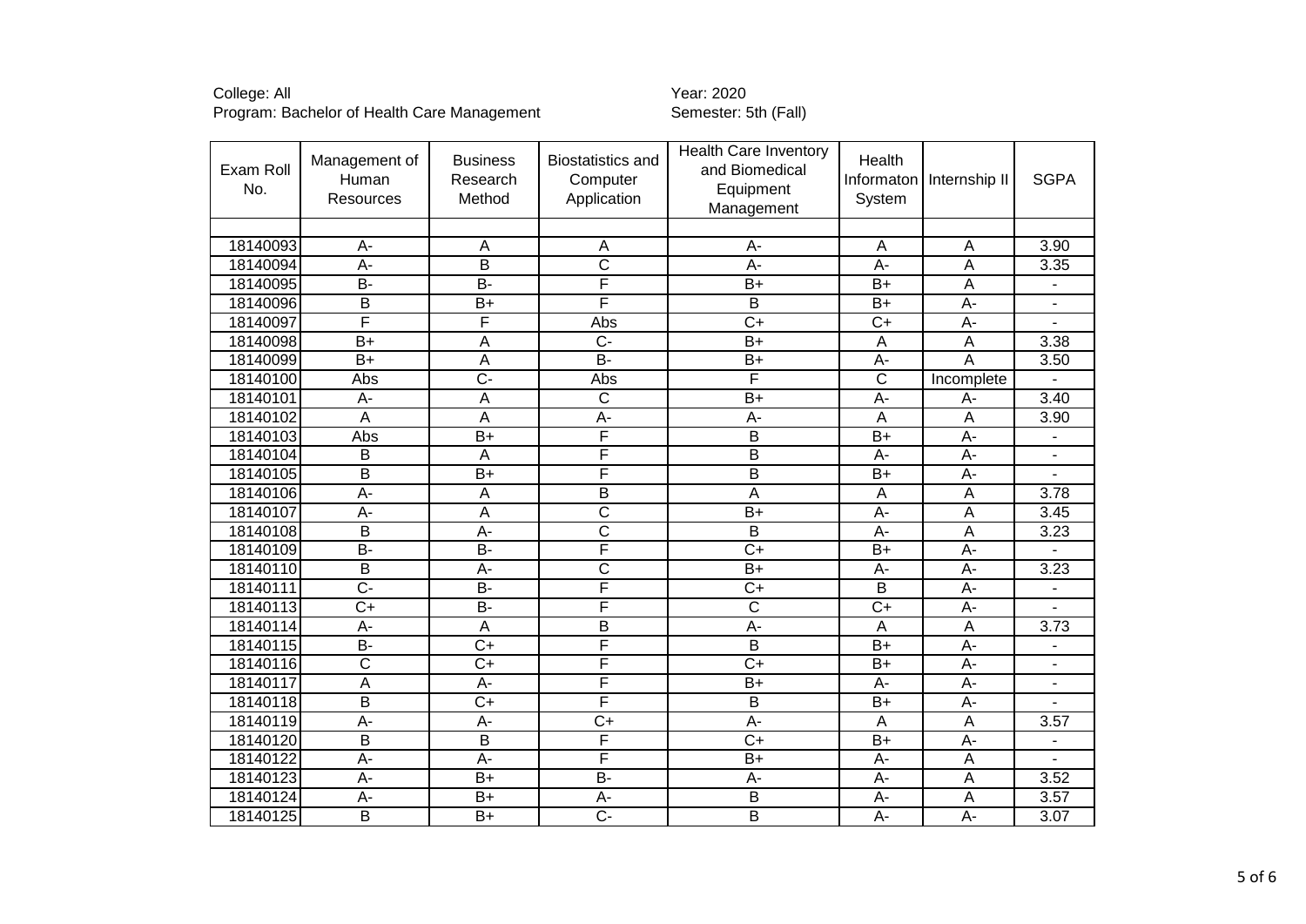College: All
Program: Bachelor of Health Care Management

Year: 2020
Semester: 5th (Fall)

| Exam Roll No. | Management of Human Resources | Business Research Method | Biostatistics and Computer Application | Health Care Inventory and Biomedical Equipment Management | Health Informaton System | Internship II | SGPA |
|---|---|---|---|---|---|---|---|
| | | | | | | | |
| 18140093 | A- | A | A | A- | A | A | 3.90 |
| 18140094 | A- | B | C | A- | A- | A | 3.35 |
| 18140095 | B- | B- | F | B+ | B+ | A | - |
| 18140096 | B | B+ | F | B | B+ | A- | - |
| 18140097 | F | F | Abs | C+ | C+ | A- | - |
| 18140098 | B+ | A | C- | B+ | A | A | 3.38 |
| 18140099 | B+ | A | B- | B+ | A- | A | 3.50 |
| 18140100 | Abs | C- | Abs | F | C | Incomplete | - |
| 18140101 | A- | A | C | B+ | A- | A- | 3.40 |
| 18140102 | A | A | A- | A- | A | A | 3.90 |
| 18140103 | Abs | B+ | F | B | B+ | A- | - |
| 18140104 | B | A | F | B | A- | A- | - |
| 18140105 | B | B+ | F | B | B+ | A- | - |
| 18140106 | A- | A | B | A | A | A | 3.78 |
| 18140107 | A- | A | C | B+ | A- | A | 3.45 |
| 18140108 | B | A- | C | B | A- | A | 3.23 |
| 18140109 | B- | B- | F | C+ | B+ | A- | - |
| 18140110 | B | A- | C | B+ | A- | A- | 3.23 |
| 18140111 | C- | B- | F | C+ | B | A- | - |
| 18140113 | C+ | B- | F | C | C+ | A- | - |
| 18140114 | A- | A | B | A- | A | A | 3.73 |
| 18140115 | B- | C+ | F | B | B+ | A- | - |
| 18140116 | C | C+ | F | C+ | B+ | A- | - |
| 18140117 | A | A- | F | B+ | A- | A- | - |
| 18140118 | B | C+ | F | B | B+ | A- | - |
| 18140119 | A- | A- | C+ | A- | A | A | 3.57 |
| 18140120 | B | B | F | C+ | B+ | A- | - |
| 18140122 | A- | A- | F | B+ | A- | A | - |
| 18140123 | A- | B+ | B- | A- | A- | A | 3.52 |
| 18140124 | A- | B+ | A- | B | A- | A | 3.57 |
| 18140125 | B | B+ | C- | B | A- | A- | 3.07 |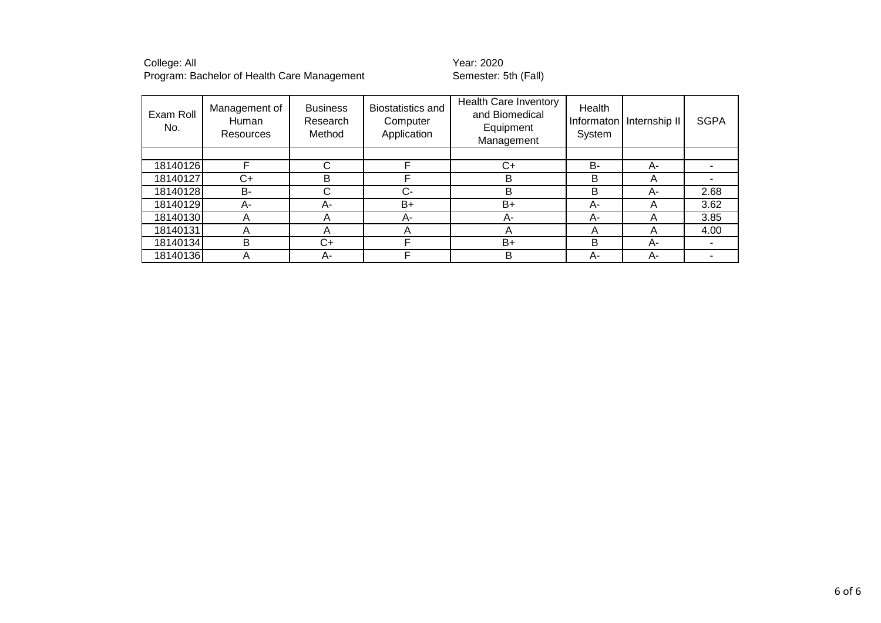College: All
Program: Bachelor of Health Care Management

Year: 2020
Semester: 5th (Fall)

| Exam Roll No. | Management of Human Resources | Business Research Method | Biostatistics and Computer Application | Health Care Inventory and Biomedical Equipment Management | Health Informaton System | Internship II | SGPA |
|---|---|---|---|---|---|---|---|
| | | | | | | | |
| 18140126 | F | C | F | C+ | B- | A- | - |
| 18140127 | C+ | B | F | B | B | A | - |
| 18140128 | B- | C | C- | B | B | A- | 2.68 |
| 18140129 | A- | A- | B+ | B+ | A- | A | 3.62 |
| 18140130 | A | A | A- | A- | A- | A | 3.85 |
| 18140131 | A | A | A | A | A | A | 4.00 |
| 18140134 | B | C+ | F | B+ | B | A- | - |
| 18140136 | A | A- | F | B | A- | A- | - |